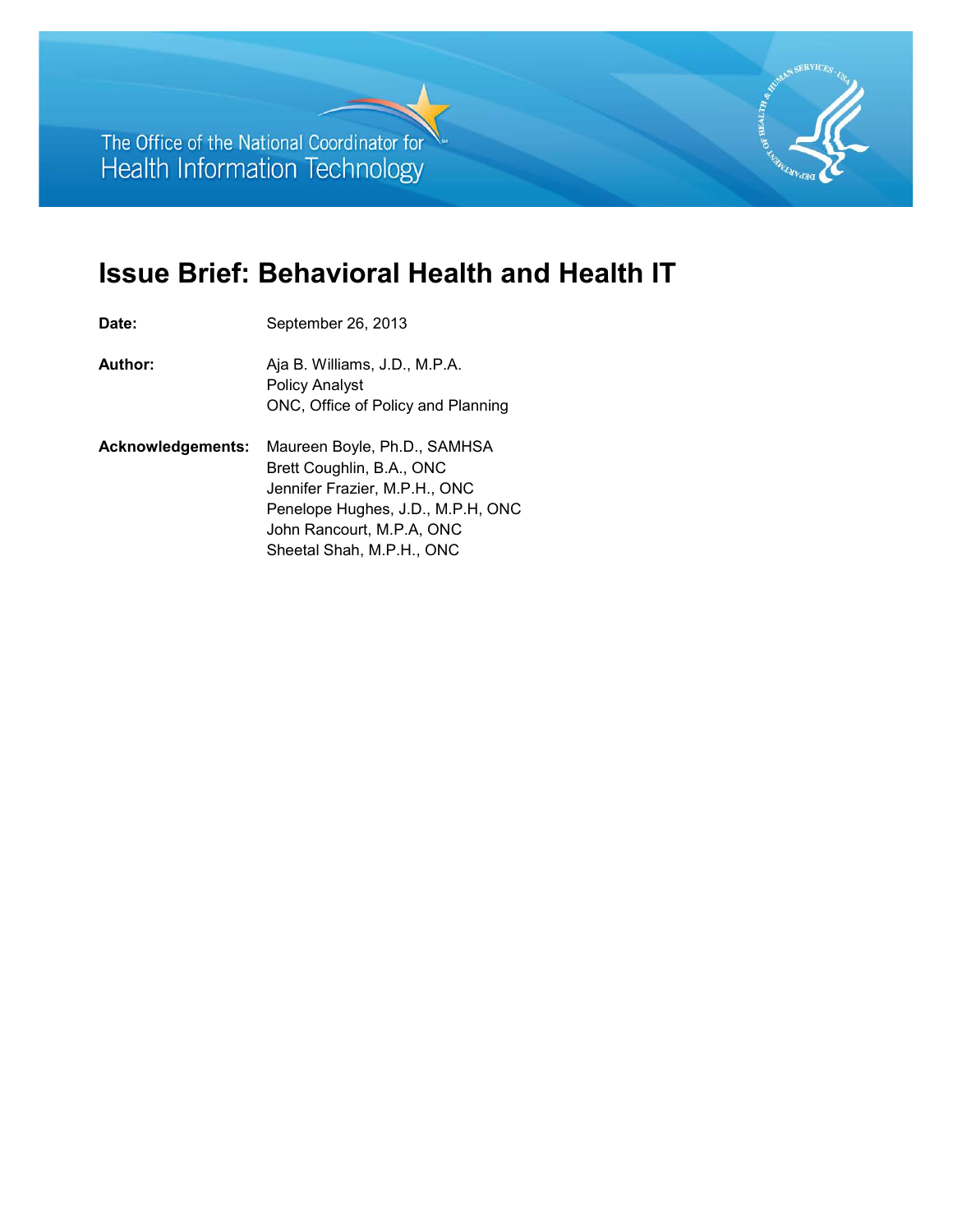The Office of the National Coordinator for Health Information Technology

# Issue Brief: Behavioral Health and Health IT

**Date:** September 26, 2013

**Author:** Aja B. Williams, J.D., M.P.A.
Policy Analyst
ONC, Office of Policy and Planning

**Acknowledgements:** Maureen Boyle, Ph.D., SAMHSA
Brett Coughlin, B.A., ONC
Jennifer Frazier, M.P.H., ONC
Penelope Hughes, J.D., M.P.H, ONC
John Rancourt, M.P.A, ONC
Sheetal Shah, M.P.H., ONC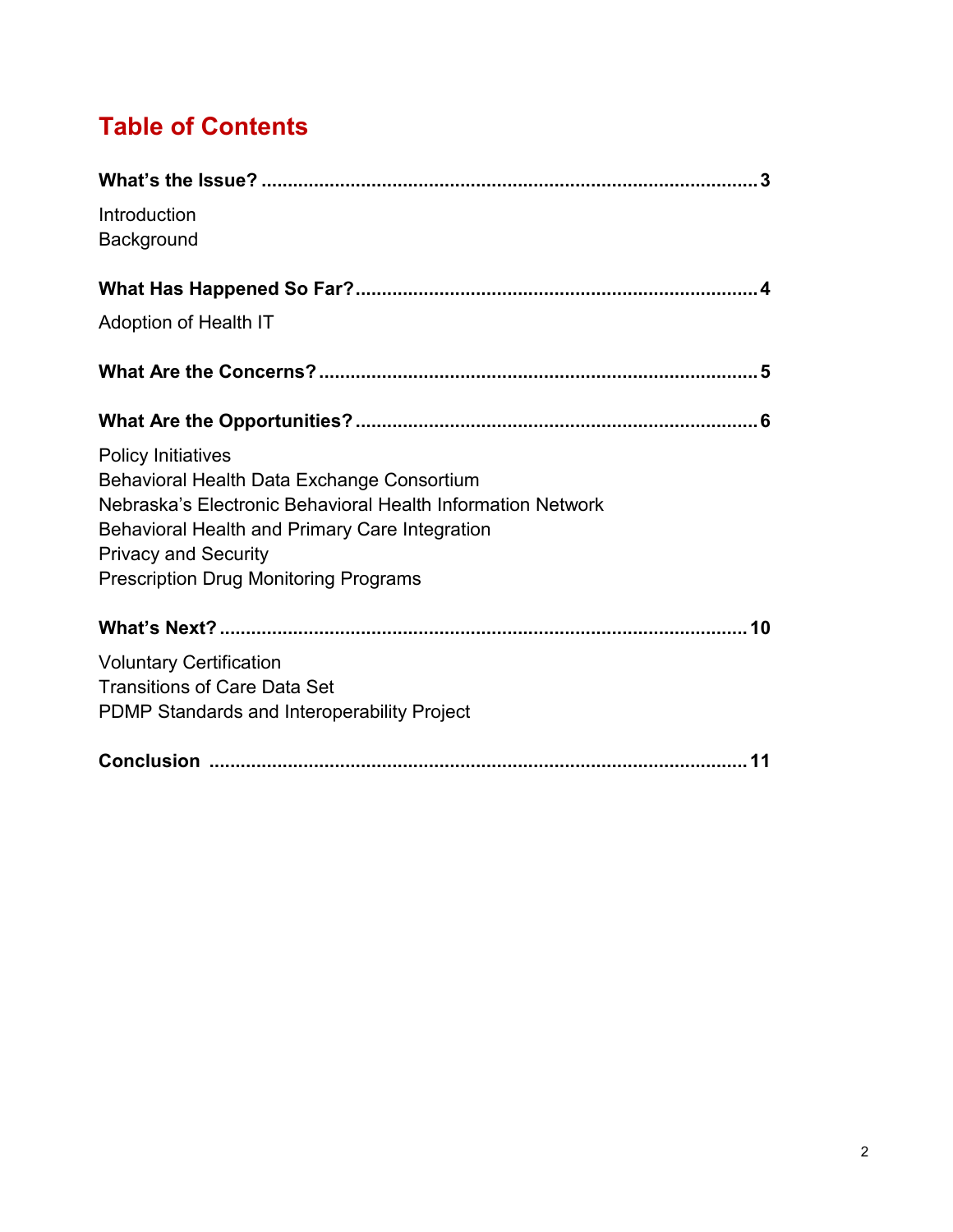# Table of Contents

**What's the Issue? ............................................................................................ 3**

Introduction
Background

**What Has Happened So Far? ........................................................................... 4**

Adoption of Health IT

**What Are the Concerns? ................................................................................... 5**

**What Are the Opportunities? ............................................................................ 6**

Policy Initiatives
Behavioral Health Data Exchange Consortium
Nebraska's Electronic Behavioral Health Information Network
Behavioral Health and Primary Care Integration
Privacy and Security
Prescription Drug Monitoring Programs

**What's Next? .................................................................................................... 10**

Voluntary Certification
Transitions of Care Data Set
PDMP Standards and Interoperability Project

**Conclusion ...................................................................................................... 11**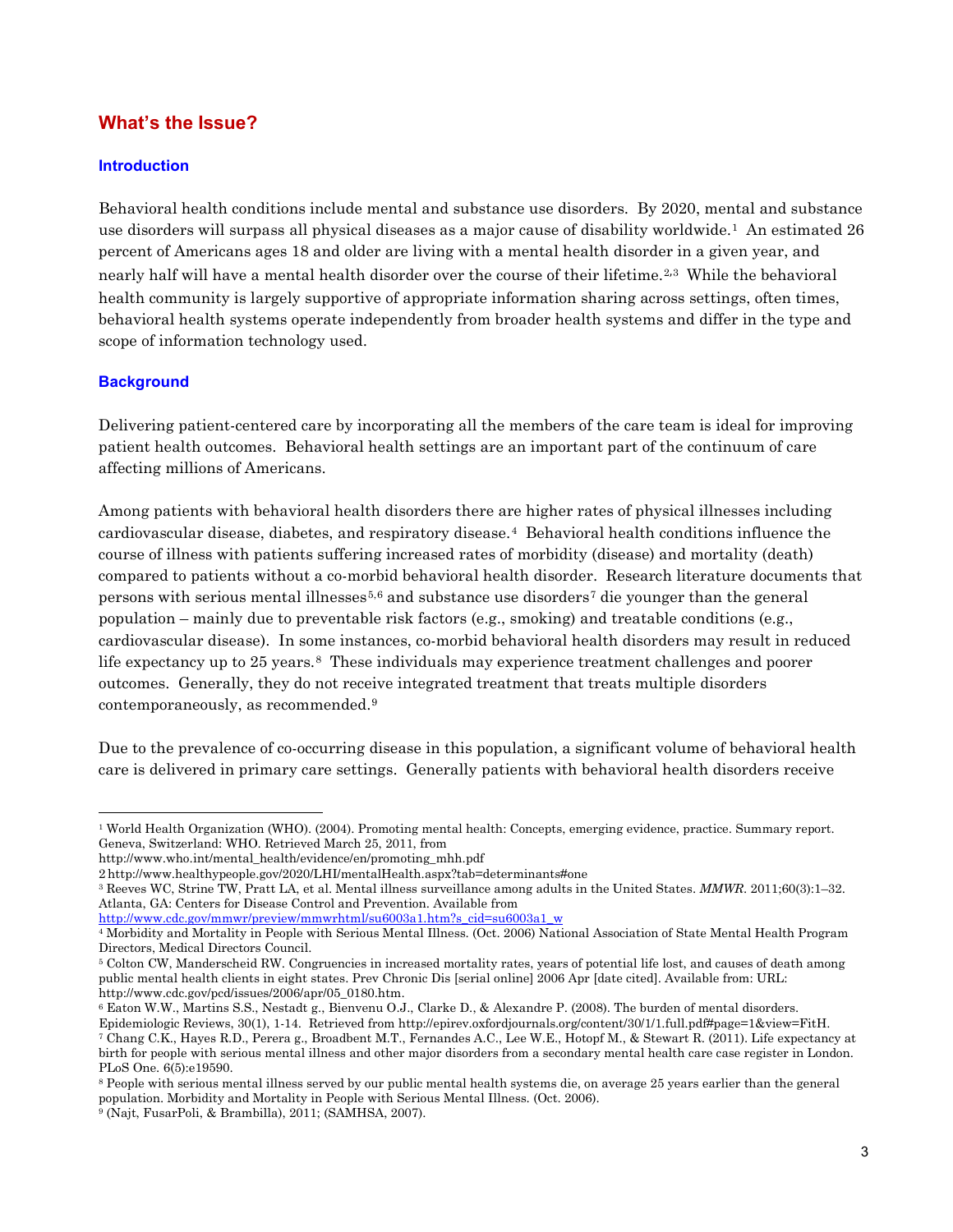## What's the Issue?

### Introduction

Behavioral health conditions include mental and substance use disorders. By 2020, mental and substance use disorders will surpass all physical diseases as a major cause of disability worldwide.[1] An estimated 26 percent of Americans ages 18 and older are living with a mental health disorder in a given year, and nearly half will have a mental health disorder over the course of their lifetime.[2,3] While the behavioral health community is largely supportive of appropriate information sharing across settings, often times, behavioral health systems operate independently from broader health systems and differ in the type and scope of information technology used.

### Background

Delivering patient-centered care by incorporating all the members of the care team is ideal for improving patient health outcomes. Behavioral health settings are an important part of the continuum of care affecting millions of Americans.

Among patients with behavioral health disorders there are higher rates of physical illnesses including cardiovascular disease, diabetes, and respiratory disease.[4] Behavioral health conditions influence the course of illness with patients suffering increased rates of morbidity (disease) and mortality (death) compared to patients without a co-morbid behavioral health disorder. Research literature documents that persons with serious mental illnesses[5,6] and substance use disorders[7] die younger than the general population – mainly due to preventable risk factors (e.g., smoking) and treatable conditions (e.g., cardiovascular disease). In some instances, co-morbid behavioral health disorders may result in reduced life expectancy up to 25 years.[8] These individuals may experience treatment challenges and poorer outcomes. Generally, they do not receive integrated treatment that treats multiple disorders contemporaneously, as recommended.[9]

Due to the prevalence of co-occurring disease in this population, a significant volume of behavioral health care is delivered in primary care settings. Generally patients with behavioral health disorders receive

---

[1] World Health Organization (WHO). (2004). Promoting mental health: Concepts, emerging evidence, practice. Summary report. Geneva, Switzerland: WHO. Retrieved March 25, 2011, from http://www.who.int/mental_health/evidence/en/promoting_mhh.pdf

[2] http://www.healthypeople.gov/2020/LHI/mentalHealth.aspx?tab=determinants#one

[3] Reeves WC, Strine TW, Pratt LA, et al. Mental illness surveillance among adults in the United States. *MMWR*. 2011;60(3):1–32. Atlanta, GA: Centers for Disease Control and Prevention. Available from http://www.cdc.gov/mmwr/preview/mmwrhtml/su6003a1.htm?s_cid=su6003a1_w

[4] Morbidity and Mortality in People with Serious Mental Illness. (Oct. 2006) National Association of State Mental Health Program Directors, Medical Directors Council.

[5] Colton CW, Manderscheid RW. Congruencies in increased mortality rates, years of potential life lost, and causes of death among public mental health clients in eight states. Prev Chronic Dis [serial online] 2006 Apr [date cited]. Available from: URL: http://www.cdc.gov/pcd/issues/2006/apr/05_0180.htm.

[6] Eaton W.W., Martins S.S., Nestadt g., Bienvenu O.J., Clarke D., & Alexandre P. (2008). The burden of mental disorders. Epidemiologic Reviews, 30(1), 1-14. Retrieved from http://epirev.oxfordjournals.org/content/30/1/1.full.pdf#page=1&view=FitH.

[7] Chang C.K., Hayes R.D., Perera g., Broadbent M.T., Fernandes A.C., Lee W.E., Hotopf M., & Stewart R. (2011). Life expectancy at birth for people with serious mental illness and other major disorders from a secondary mental health care case register in London. PLoS One. 6(5):e19590.

[8] People with serious mental illness served by our public mental health systems die, on average 25 years earlier than the general population. Morbidity and Mortality in People with Serious Mental Illness. (Oct. 2006).

[9] (Najt, FusarPoli, & Brambilla), 2011; (SAMHSA, 2007).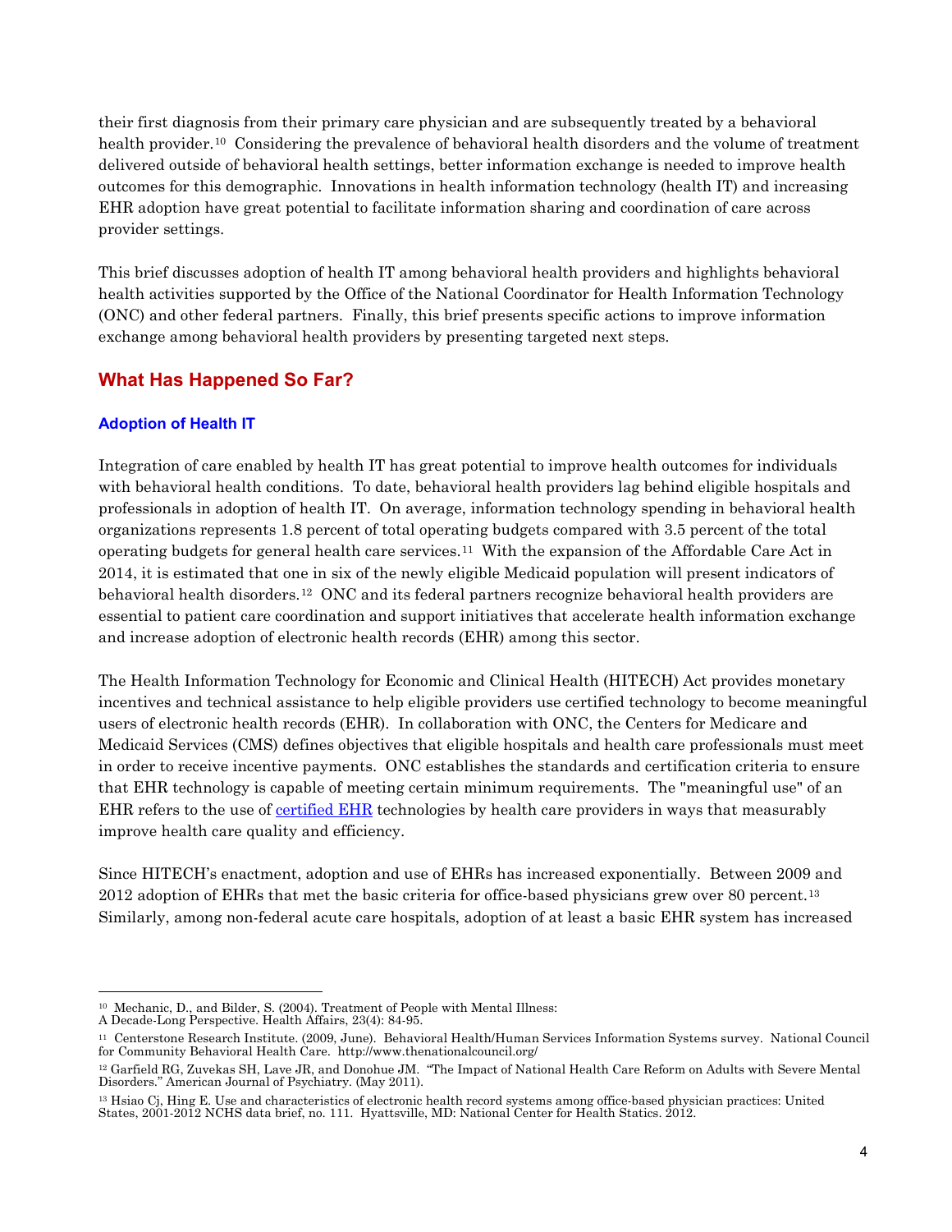their first diagnosis from their primary care physician and are subsequently treated by a behavioral health provider.[10] Considering the prevalence of behavioral health disorders and the volume of treatment delivered outside of behavioral health settings, better information exchange is needed to improve health outcomes for this demographic. Innovations in health information technology (health IT) and increasing EHR adoption have great potential to facilitate information sharing and coordination of care across provider settings.

This brief discusses adoption of health IT among behavioral health providers and highlights behavioral health activities supported by the Office of the National Coordinator for Health Information Technology (ONC) and other federal partners. Finally, this brief presents specific actions to improve information exchange among behavioral health providers by presenting targeted next steps.

## What Has Happened So Far?

### Adoption of Health IT

Integration of care enabled by health IT has great potential to improve health outcomes for individuals with behavioral health conditions. To date, behavioral health providers lag behind eligible hospitals and professionals in adoption of health IT. On average, information technology spending in behavioral health organizations represents 1.8 percent of total operating budgets compared with 3.5 percent of the total operating budgets for general health care services.[11] With the expansion of the Affordable Care Act in 2014, it is estimated that one in six of the newly eligible Medicaid population will present indicators of behavioral health disorders.[12] ONC and its federal partners recognize behavioral health providers are essential to patient care coordination and support initiatives that accelerate health information exchange and increase adoption of electronic health records (EHR) among this sector.

The Health Information Technology for Economic and Clinical Health (HITECH) Act provides monetary incentives and technical assistance to help eligible providers use certified technology to become meaningful users of electronic health records (EHR). In collaboration with ONC, the Centers for Medicare and Medicaid Services (CMS) defines objectives that eligible hospitals and health care professionals must meet in order to receive incentive payments. ONC establishes the standards and certification criteria to ensure that EHR technology is capable of meeting certain minimum requirements. The "meaningful use" of an EHR refers to the use of certified EHR technologies by health care providers in ways that measurably improve health care quality and efficiency.

Since HITECH's enactment, adoption and use of EHRs has increased exponentially. Between 2009 and 2012 adoption of EHRs that met the basic criteria for office-based physicians grew over 80 percent.[13] Similarly, among non-federal acute care hospitals, adoption of at least a basic EHR system has increased

---

[10] Mechanic, D., and Bilder, S. (2004). Treatment of People with Mental Illness: A Decade-Long Perspective. Health Affairs, 23(4): 84-95.

[11] Centerstone Research Institute. (2009, June). Behavioral Health/Human Services Information Systems survey. National Council for Community Behavioral Health Care. http://www.thenationalcouncil.org/

[12] Garfield RG, Zuvekas SH, Lave JR, and Donohue JM. "The Impact of National Health Care Reform on Adults with Severe Mental Disorders." American Journal of Psychiatry. (May 2011).

[13] Hsiao Cj, Hing E. Use and characteristics of electronic health record systems among office-based physician practices: United States, 2001-2012 NCHS data brief, no. 111. Hyattsville, MD: National Center for Health Statics. 2012.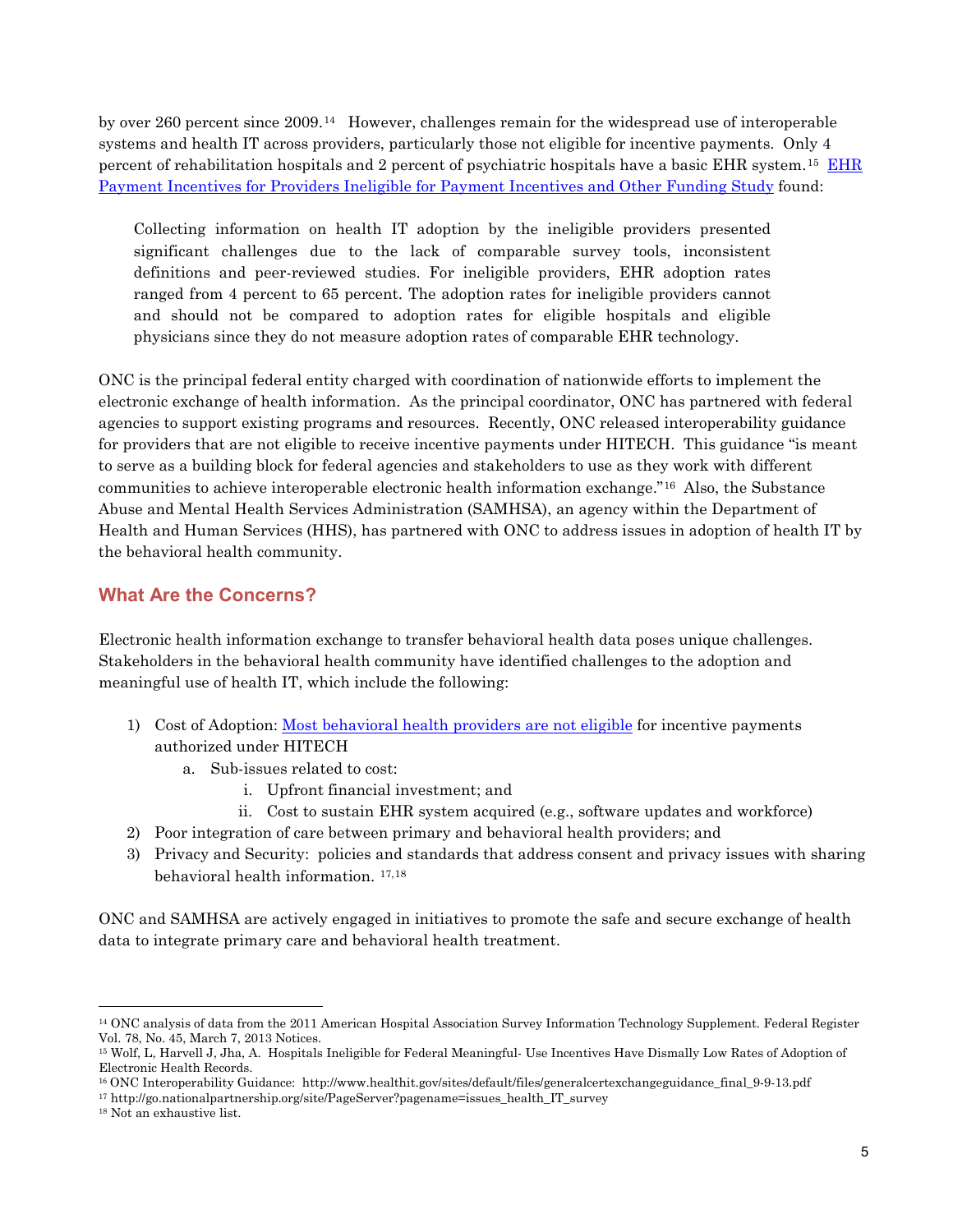by over 260 percent since 2009.[14] However, challenges remain for the widespread use of interoperable systems and health IT across providers, particularly those not eligible for incentive payments. Only 4 percent of rehabilitation hospitals and 2 percent of psychiatric hospitals have a basic EHR system.[15] EHR Payment Incentives for Providers Ineligible for Payment Incentives and Other Funding Study found:

> Collecting information on health IT adoption by the ineligible providers presented significant challenges due to the lack of comparable survey tools, inconsistent definitions and peer-reviewed studies. For ineligible providers, EHR adoption rates ranged from 4 percent to 65 percent. The adoption rates for ineligible providers cannot and should not be compared to adoption rates for eligible hospitals and eligible physicians since they do not measure adoption rates of comparable EHR technology.

ONC is the principal federal entity charged with coordination of nationwide efforts to implement the electronic exchange of health information. As the principal coordinator, ONC has partnered with federal agencies to support existing programs and resources. Recently, ONC released interoperability guidance for providers that are not eligible to receive incentive payments under HITECH. This guidance "is meant to serve as a building block for federal agencies and stakeholders to use as they work with different communities to achieve interoperable electronic health information exchange."[16] Also, the Substance Abuse and Mental Health Services Administration (SAMHSA), an agency within the Department of Health and Human Services (HHS), has partnered with ONC to address issues in adoption of health IT by the behavioral health community.

## What Are the Concerns?

Electronic health information exchange to transfer behavioral health data poses unique challenges. Stakeholders in the behavioral health community have identified challenges to the adoption and meaningful use of health IT, which include the following:

1) Cost of Adoption: Most behavioral health providers are not eligible for incentive payments authorized under HITECH
    a. Sub-issues related to cost:
        i. Upfront financial investment; and
        ii. Cost to sustain EHR system acquired (e.g., software updates and workforce)
2) Poor integration of care between primary and behavioral health providers; and
3) Privacy and Security: policies and standards that address consent and privacy issues with sharing behavioral health information. [17,18]

ONC and SAMHSA are actively engaged in initiatives to promote the safe and secure exchange of health data to integrate primary care and behavioral health treatment.

---

[14] ONC analysis of data from the 2011 American Hospital Association Survey Information Technology Supplement. Federal Register Vol. 78, No. 45, March 7, 2013 Notices.

[15] Wolf, L, Harvell J, Jha, A. Hospitals Ineligible for Federal Meaningful- Use Incentives Have Dismally Low Rates of Adoption of Electronic Health Records.

[16] ONC Interoperability Guidance: http://www.healthit.gov/sites/default/files/generalcertexchangeguidance_final_9-9-13.pdf

[17] http://go.nationalpartnership.org/site/PageServer?pagename=issues_health_IT_survey

[18] Not an exhaustive list.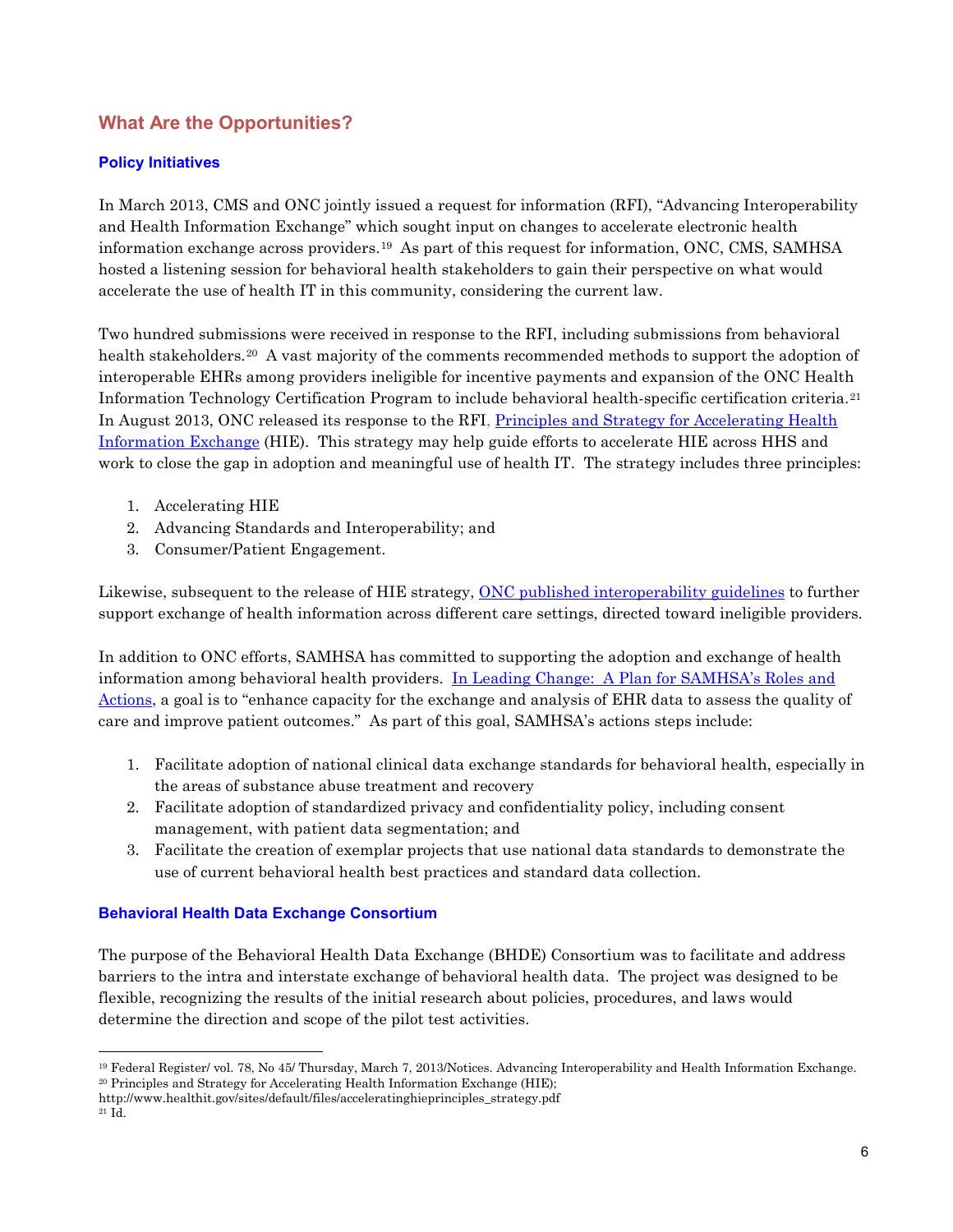## What Are the Opportunities?

### Policy Initiatives

In March 2013, CMS and ONC jointly issued a request for information (RFI), "Advancing Interoperability and Health Information Exchange" which sought input on changes to accelerate electronic health information exchange across providers.[19] As part of this request for information, ONC, CMS, SAMHSA hosted a listening session for behavioral health stakeholders to gain their perspective on what would accelerate the use of health IT in this community, considering the current law.

Two hundred submissions were received in response to the RFI, including submissions from behavioral health stakeholders.[20] A vast majority of the comments recommended methods to support the adoption of interoperable EHRs among providers ineligible for incentive payments and expansion of the ONC Health Information Technology Certification Program to include behavioral health-specific certification criteria.[21] In August 2013, ONC released its response to the RFI, Principles and Strategy for Accelerating Health Information Exchange (HIE). This strategy may help guide efforts to accelerate HIE across HHS and work to close the gap in adoption and meaningful use of health IT. The strategy includes three principles:

1. Accelerating HIE
2. Advancing Standards and Interoperability; and
3. Consumer/Patient Engagement.

Likewise, subsequent to the release of HIE strategy, ONC published interoperability guidelines to further support exchange of health information across different care settings, directed toward ineligible providers.

In addition to ONC efforts, SAMHSA has committed to supporting the adoption and exchange of health information among behavioral health providers. In Leading Change: A Plan for SAMHSA's Roles and Actions, a goal is to "enhance capacity for the exchange and analysis of EHR data to assess the quality of care and improve patient outcomes." As part of this goal, SAMHSA's actions steps include:

1. Facilitate adoption of national clinical data exchange standards for behavioral health, especially in the areas of substance abuse treatment and recovery
2. Facilitate adoption of standardized privacy and confidentiality policy, including consent management, with patient data segmentation; and
3. Facilitate the creation of exemplar projects that use national data standards to demonstrate the use of current behavioral health best practices and standard data collection.

### Behavioral Health Data Exchange Consortium

The purpose of the Behavioral Health Data Exchange (BHDE) Consortium was to facilitate and address barriers to the intra and interstate exchange of behavioral health data. The project was designed to be flexible, recognizing the results of the initial research about policies, procedures, and laws would determine the direction and scope of the pilot test activities.

---

[19] Federal Register/ vol. 78, No 45/ Thursday, March 7, 2013/Notices. Advancing Interoperability and Health Information Exchange.
[20] Principles and Strategy for Accelerating Health Information Exchange (HIE); http://www.healthit.gov/sites/default/files/acceleratinghieprinciples_strategy.pdf
[21] Id.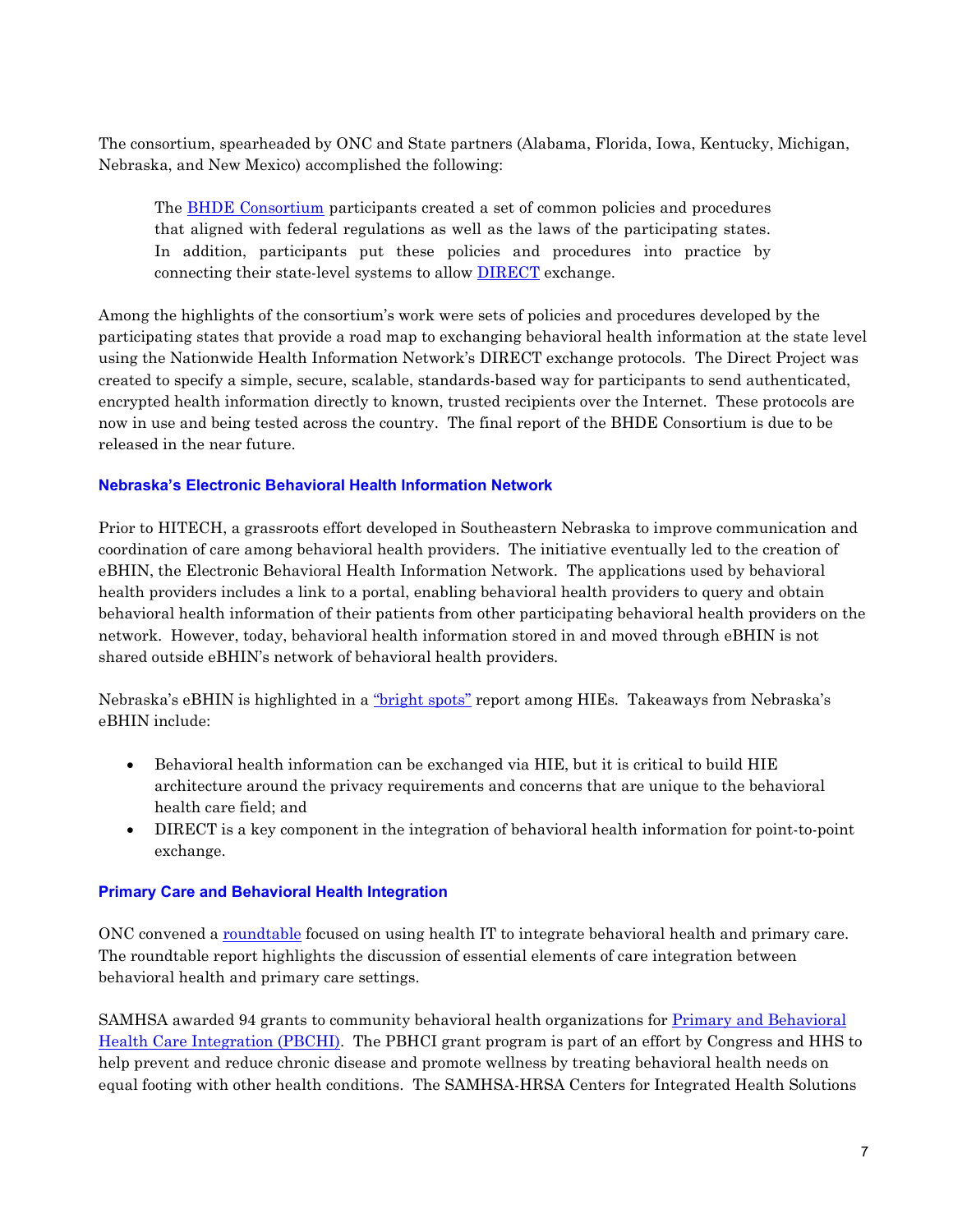The consortium, spearheaded by ONC and State partners (Alabama, Florida, Iowa, Kentucky, Michigan, Nebraska, and New Mexico) accomplished the following:

> The BHDE Consortium participants created a set of common policies and procedures that aligned with federal regulations as well as the laws of the participating states. In addition, participants put these policies and procedures into practice by connecting their state-level systems to allow DIRECT exchange.

Among the highlights of the consortium's work were sets of policies and procedures developed by the participating states that provide a road map to exchanging behavioral health information at the state level using the Nationwide Health Information Network's DIRECT exchange protocols. The Direct Project was created to specify a simple, secure, scalable, standards-based way for participants to send authenticated, encrypted health information directly to known, trusted recipients over the Internet. These protocols are now in use and being tested across the country. The final report of the BHDE Consortium is due to be released in the near future.

### Nebraska's Electronic Behavioral Health Information Network

Prior to HITECH, a grassroots effort developed in Southeastern Nebraska to improve communication and coordination of care among behavioral health providers. The initiative eventually led to the creation of eBHIN, the Electronic Behavioral Health Information Network. The applications used by behavioral health providers includes a link to a portal, enabling behavioral health providers to query and obtain behavioral health information of their patients from other participating behavioral health providers on the network. However, today, behavioral health information stored in and moved through eBHIN is not shared outside eBHIN's network of behavioral health providers.

Nebraska's eBHIN is highlighted in a "bright spots" report among HIEs. Takeaways from Nebraska's eBHIN include:

- Behavioral health information can be exchanged via HIE, but it is critical to build HIE architecture around the privacy requirements and concerns that are unique to the behavioral health care field; and
- DIRECT is a key component in the integration of behavioral health information for point-to-point exchange.

### Primary Care and Behavioral Health Integration

ONC convened a roundtable focused on using health IT to integrate behavioral health and primary care. The roundtable report highlights the discussion of essential elements of care integration between behavioral health and primary care settings.

SAMHSA awarded 94 grants to community behavioral health organizations for Primary and Behavioral Health Care Integration (PBCHI). The PBHCI grant program is part of an effort by Congress and HHS to help prevent and reduce chronic disease and promote wellness by treating behavioral health needs on equal footing with other health conditions. The SAMHSA-HRSA Centers for Integrated Health Solutions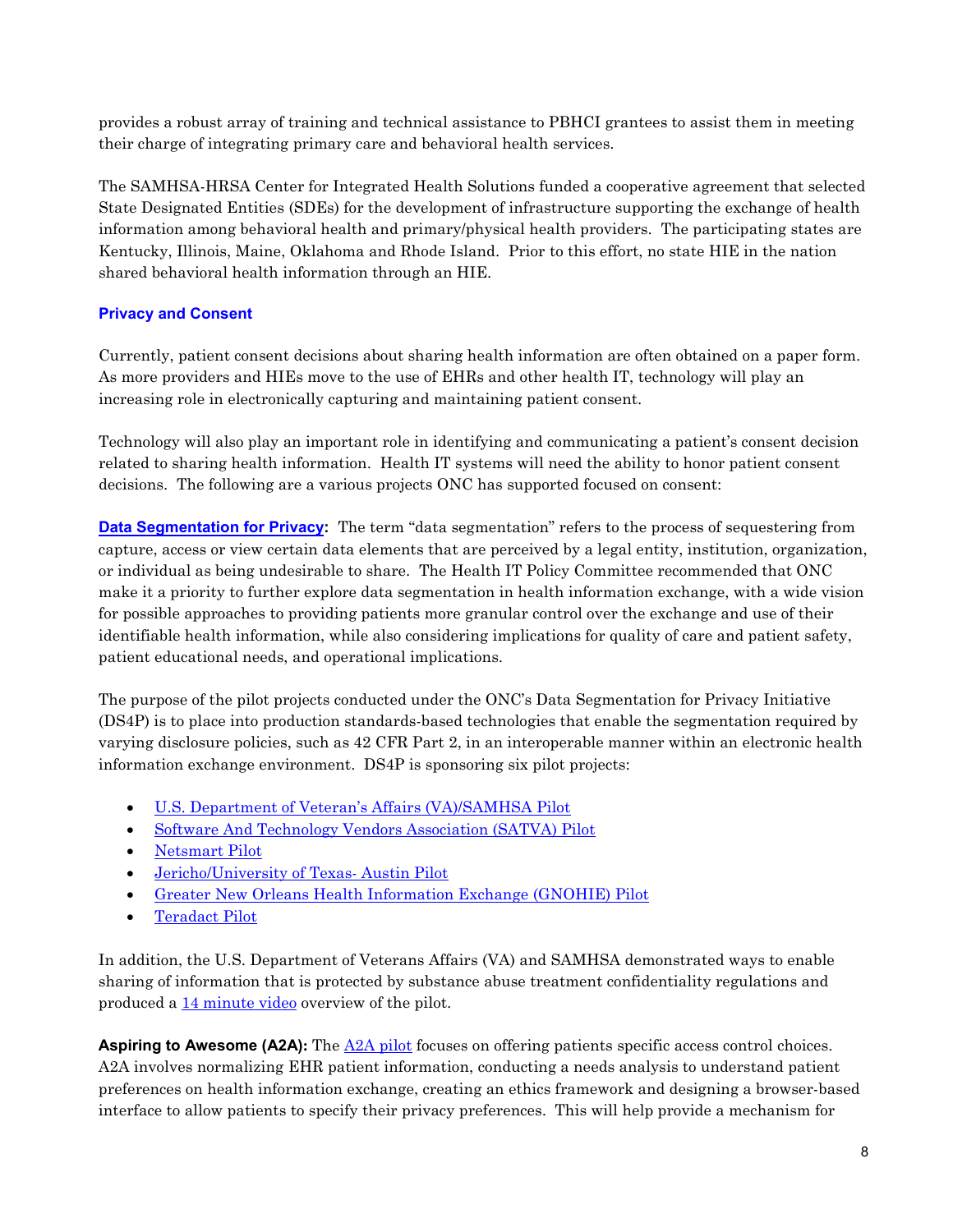provides a robust array of training and technical assistance to PBHCI grantees to assist them in meeting their charge of integrating primary care and behavioral health services.

The SAMHSA-HRSA Center for Integrated Health Solutions funded a cooperative agreement that selected State Designated Entities (SDEs) for the development of infrastructure supporting the exchange of health information among behavioral health and primary/physical health providers. The participating states are Kentucky, Illinois, Maine, Oklahoma and Rhode Island. Prior to this effort, no state HIE in the nation shared behavioral health information through an HIE.

### Privacy and Consent

Currently, patient consent decisions about sharing health information are often obtained on a paper form. As more providers and HIEs move to the use of EHRs and other health IT, technology will play an increasing role in electronically capturing and maintaining patient consent.

Technology will also play an important role in identifying and communicating a patient's consent decision related to sharing health information. Health IT systems will need the ability to honor patient consent decisions. The following are a various projects ONC has supported focused on consent:

**Data Segmentation for Privacy:** The term "data segmentation" refers to the process of sequestering from capture, access or view certain data elements that are perceived by a legal entity, institution, organization, or individual as being undesirable to share. The Health IT Policy Committee recommended that ONC make it a priority to further explore data segmentation in health information exchange, with a wide vision for possible approaches to providing patients more granular control over the exchange and use of their identifiable health information, while also considering implications for quality of care and patient safety, patient educational needs, and operational implications.

The purpose of the pilot projects conducted under the ONC's Data Segmentation for Privacy Initiative (DS4P) is to place into production standards-based technologies that enable the segmentation required by varying disclosure policies, such as 42 CFR Part 2, in an interoperable manner within an electronic health information exchange environment. DS4P is sponsoring six pilot projects:

- U.S. Department of Veteran's Affairs (VA)/SAMHSA Pilot
- Software And Technology Vendors Association (SATVA) Pilot
- Netsmart Pilot
- Jericho/University of Texas- Austin Pilot
- Greater New Orleans Health Information Exchange (GNOHIE) Pilot
- Teradact Pilot

In addition, the U.S. Department of Veterans Affairs (VA) and SAMHSA demonstrated ways to enable sharing of information that is protected by substance abuse treatment confidentiality regulations and produced a 14 minute video overview of the pilot.

**Aspiring to Awesome (A2A):** The A2A pilot focuses on offering patients specific access control choices. A2A involves normalizing EHR patient information, conducting a needs analysis to understand patient preferences on health information exchange, creating an ethics framework and designing a browser-based interface to allow patients to specify their privacy preferences. This will help provide a mechanism for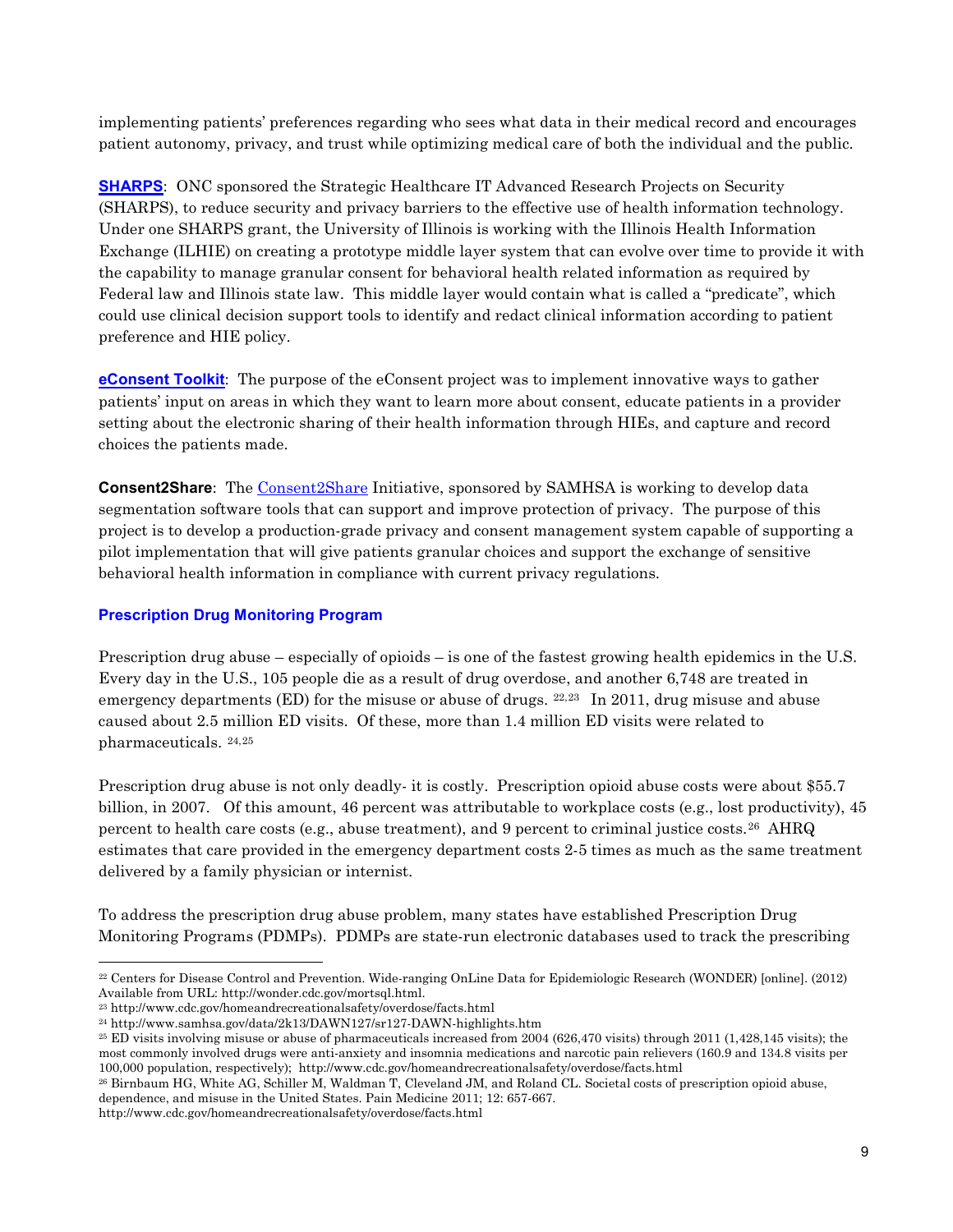implementing patients' preferences regarding who sees what data in their medical record and encourages patient autonomy, privacy, and trust while optimizing medical care of both the individual and the public.

**SHARPS**: ONC sponsored the Strategic Healthcare IT Advanced Research Projects on Security (SHARPS), to reduce security and privacy barriers to the effective use of health information technology. Under one SHARPS grant, the University of Illinois is working with the Illinois Health Information Exchange (ILHIE) on creating a prototype middle layer system that can evolve over time to provide it with the capability to manage granular consent for behavioral health related information as required by Federal law and Illinois state law. This middle layer would contain what is called a "predicate", which could use clinical decision support tools to identify and redact clinical information according to patient preference and HIE policy.

**eConsent Toolkit**: The purpose of the eConsent project was to implement innovative ways to gather patients' input on areas in which they want to learn more about consent, educate patients in a provider setting about the electronic sharing of their health information through HIEs, and capture and record choices the patients made.

**Consent2Share**: The Consent2Share Initiative, sponsored by SAMHSA is working to develop data segmentation software tools that can support and improve protection of privacy. The purpose of this project is to develop a production-grade privacy and consent management system capable of supporting a pilot implementation that will give patients granular choices and support the exchange of sensitive behavioral health information in compliance with current privacy regulations.

### Prescription Drug Monitoring Program

Prescription drug abuse – especially of opioids – is one of the fastest growing health epidemics in the U.S. Every day in the U.S., 105 people die as a result of drug overdose, and another 6,748 are treated in emergency departments (ED) for the misuse or abuse of drugs. [22,23] In 2011, drug misuse and abuse caused about 2.5 million ED visits. Of these, more than 1.4 million ED visits were related to pharmaceuticals. [24,25]

Prescription drug abuse is not only deadly- it is costly. Prescription opioid abuse costs were about $55.7 billion, in 2007. Of this amount, 46 percent was attributable to workplace costs (e.g., lost productivity), 45 percent to health care costs (e.g., abuse treatment), and 9 percent to criminal justice costs.[26] AHRQ estimates that care provided in the emergency department costs 2-5 times as much as the same treatment delivered by a family physician or internist.

To address the prescription drug abuse problem, many states have established Prescription Drug Monitoring Programs (PDMPs). PDMPs are state-run electronic databases used to track the prescribing

---

[22] Centers for Disease Control and Prevention. Wide-ranging OnLine Data for Epidemiologic Research (WONDER) [online]. (2012) Available from URL: http://wonder.cdc.gov/mortsql.html.

[23] http://www.cdc.gov/homeandrecreationalsafety/overdose/facts.html

[24] http://www.samhsa.gov/data/2k13/DAWN127/sr127-DAWN-highlights.htm

[25] ED visits involving misuse or abuse of pharmaceuticals increased from 2004 (626,470 visits) through 2011 (1,428,145 visits); the most commonly involved drugs were anti-anxiety and insomnia medications and narcotic pain relievers (160.9 and 134.8 visits per 100,000 population, respectively); http://www.cdc.gov/homeandrecreationalsafety/overdose/facts.html

[26] Birnbaum HG, White AG, Schiller M, Waldman T, Cleveland JM, and Roland CL. Societal costs of prescription opioid abuse, dependence, and misuse in the United States. Pain Medicine 2011; 12: 657-667. http://www.cdc.gov/homeandrecreationalsafety/overdose/facts.html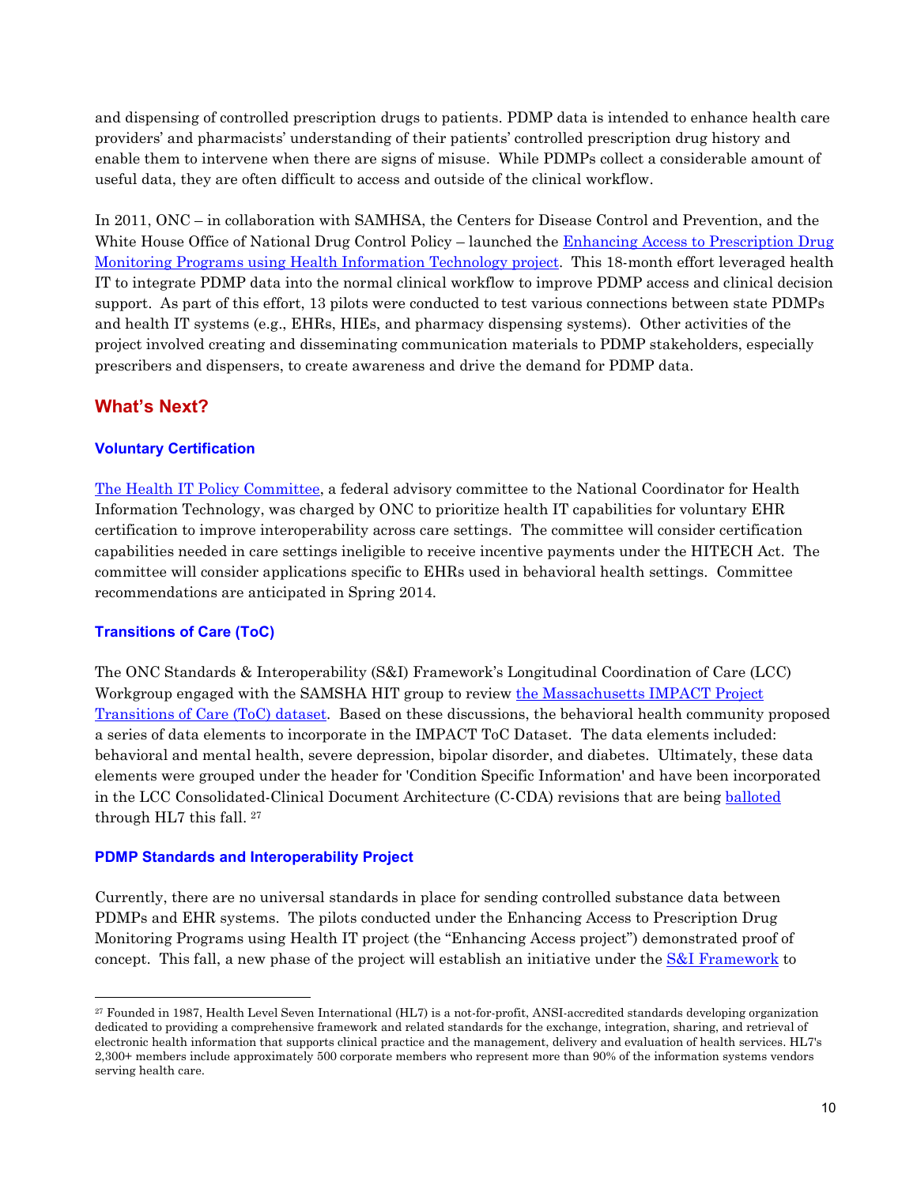and dispensing of controlled prescription drugs to patients. PDMP data is intended to enhance health care providers' and pharmacists' understanding of their patients' controlled prescription drug history and enable them to intervene when there are signs of misuse. While PDMPs collect a considerable amount of useful data, they are often difficult to access and outside of the clinical workflow.

In 2011, ONC – in collaboration with SAMHSA, the Centers for Disease Control and Prevention, and the White House Office of National Drug Control Policy – launched the Enhancing Access to Prescription Drug Monitoring Programs using Health Information Technology project. This 18-month effort leveraged health IT to integrate PDMP data into the normal clinical workflow to improve PDMP access and clinical decision support. As part of this effort, 13 pilots were conducted to test various connections between state PDMPs and health IT systems (e.g., EHRs, HIEs, and pharmacy dispensing systems). Other activities of the project involved creating and disseminating communication materials to PDMP stakeholders, especially prescribers and dispensers, to create awareness and drive the demand for PDMP data.

## What's Next?

### Voluntary Certification

The Health IT Policy Committee, a federal advisory committee to the National Coordinator for Health Information Technology, was charged by ONC to prioritize health IT capabilities for voluntary EHR certification to improve interoperability across care settings. The committee will consider certification capabilities needed in care settings ineligible to receive incentive payments under the HITECH Act. The committee will consider applications specific to EHRs used in behavioral health settings. Committee recommendations are anticipated in Spring 2014.

### Transitions of Care (ToC)

The ONC Standards & Interoperability (S&I) Framework's Longitudinal Coordination of Care (LCC) Workgroup engaged with the SAMSHA HIT group to review the Massachusetts IMPACT Project Transitions of Care (ToC) dataset. Based on these discussions, the behavioral health community proposed a series of data elements to incorporate in the IMPACT ToC Dataset. The data elements included: behavioral and mental health, severe depression, bipolar disorder, and diabetes. Ultimately, these data elements were grouped under the header for 'Condition Specific Information' and have been incorporated in the LCC Consolidated-Clinical Document Architecture (C-CDA) revisions that are being balloted through HL7 this fall. [27]

### PDMP Standards and Interoperability Project

Currently, there are no universal standards in place for sending controlled substance data between PDMPs and EHR systems. The pilots conducted under the Enhancing Access to Prescription Drug Monitoring Programs using Health IT project (the "Enhancing Access project") demonstrated proof of concept. This fall, a new phase of the project will establish an initiative under the S&I Framework to

[27] Founded in 1987, Health Level Seven International (HL7) is a not-for-profit, ANSI-accredited standards developing organization dedicated to providing a comprehensive framework and related standards for the exchange, integration, sharing, and retrieval of electronic health information that supports clinical practice and the management, delivery and evaluation of health services. HL7's 2,300+ members include approximately 500 corporate members who represent more than 90% of the information systems vendors serving health care.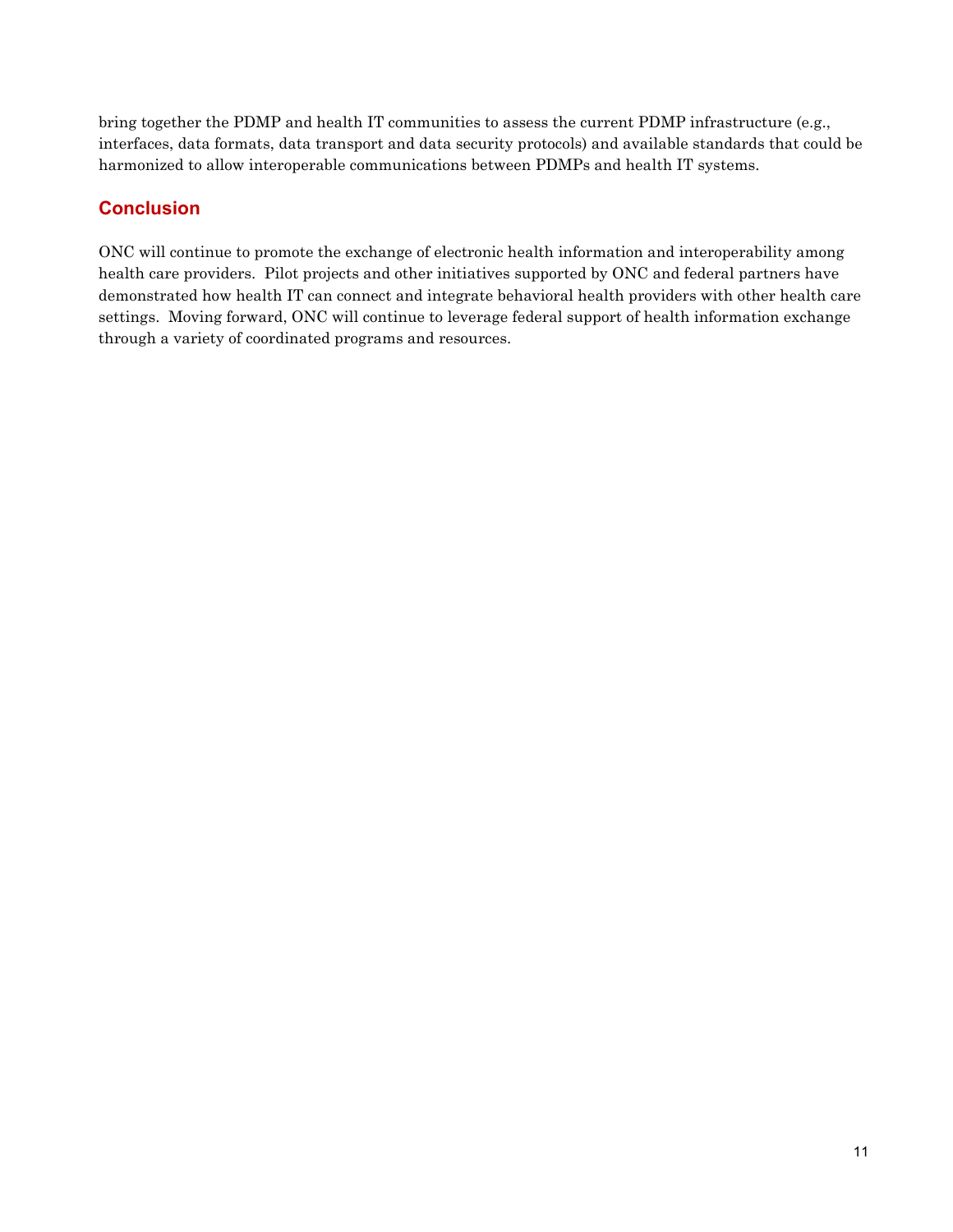bring together the PDMP and health IT communities to assess the current PDMP infrastructure (e.g., interfaces, data formats, data transport and data security protocols) and available standards that could be harmonized to allow interoperable communications between PDMPs and health IT systems.

## Conclusion

ONC will continue to promote the exchange of electronic health information and interoperability among health care providers. Pilot projects and other initiatives supported by ONC and federal partners have demonstrated how health IT can connect and integrate behavioral health providers with other health care settings. Moving forward, ONC will continue to leverage federal support of health information exchange through a variety of coordinated programs and resources.